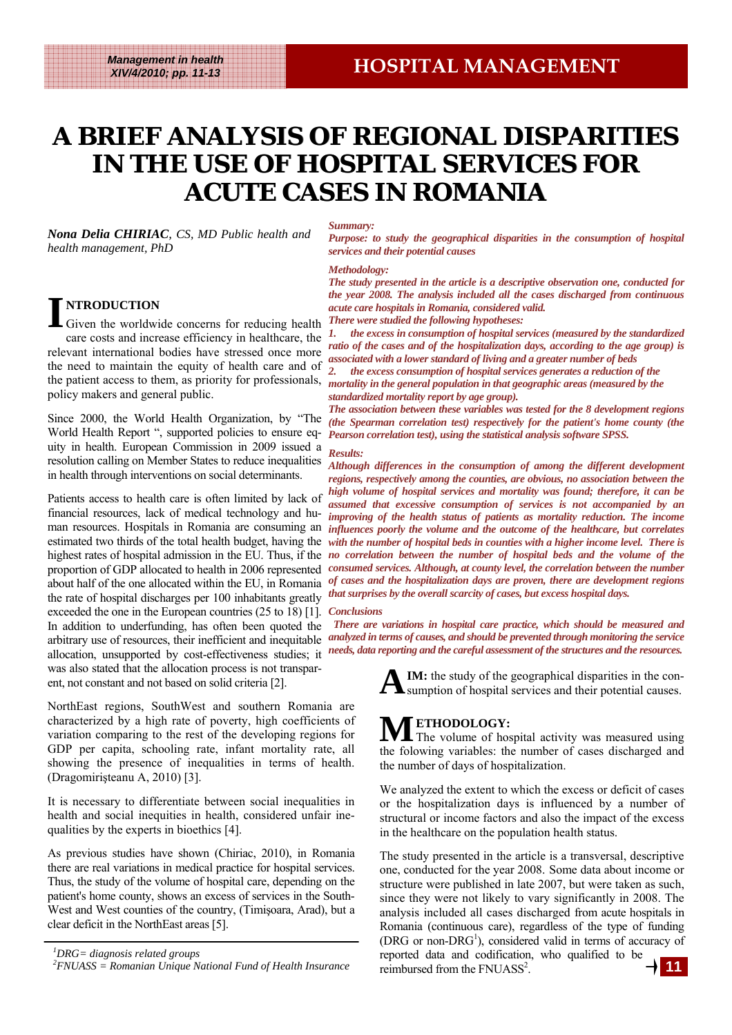# A BRIEF ANALYSIS OF REGIONAL DISPARITIES IN THE USE OF HOSPITAL SERVICES FOR ACUTE CASES IN ROMANIA

***Nona Delia CHIRIAC**, CS, MD Public health and health management, PhD*

***Summary:***

***Purpose: to study the geographical disparities in the consumption of hospital services and their potential causes***

***Methodology:***

***The study presented in the article is a descriptive observation one, conducted for the year 2008. The analysis included all the cases discharged from continuous acute care hospitals in Romania, considered valid.***

***There were studied the following hypotheses:***

***1. the excess in consumption of hospital services (measured by the standardized ratio of the cases and of the hospitalization days, according to the age group) is associated with a lower standard of living and a greater number of beds***

***2. the excess consumption of hospital services generates a reduction of the mortality in the general population in that geographic areas (measured by the standardized mortality report by age group).***

***The association between these variables was tested for the 8 development regions (the Spearman correlation test) respectively for the patient's home county (the Pearson correlation test), using the statistical analysis software SPSS.***

***Results:***

***Although differences in the consumption of among the different development regions, respectively among the counties, are obvious, no association between the high volume of hospital services and mortality was found; therefore, it can be assumed that excessive consumption of services is not accompanied by an improving of the health status of patients as mortality reduction. The income influences poorly the volume and the outcome of the healthcare, but correlates with the number of hospital beds in counties with a higher income level. There is no correlation between the number of hospital beds and the volume of the consumed services. Although, at county level, the correlation between the number of cases and the hospitalization days are proven, there are development regions that surprises by the overall scarcity of cases, but excess hospital days.***

***Conclusions***

***There are variations in hospital care practice, which should be measured and analyzed in terms of causes, and should be prevented through monitoring the service needs, data reporting and the careful assessment of the structures and the resources.***

## INTRODUCTION

Given the worldwide concerns for reducing health care costs and increase efficiency in healthcare, the relevant international bodies have stressed once more the need to maintain the equity of health care and of the patient access to them, as priority for professionals, policy makers and general public.

Since 2000, the World Health Organization, by "The World Health Report ", supported policies to ensure equity in health. European Commission in 2009 issued a resolution calling on Member States to reduce inequalities in health through interventions on social determinants.

Patients access to health care is often limited by lack of financial resources, lack of medical technology and human resources. Hospitals in Romania are consuming an estimated two thirds of the total health budget, having the highest rates of hospital admission in the EU. Thus, if the proportion of GDP allocated to health in 2006 represented about half of the one allocated within the EU, in Romania the rate of hospital discharges per 100 inhabitants greatly exceeded the one in the European countries (25 to 18) [1]. In addition to underfunding, has often been quoted the arbitrary use of resources, their inefficient and inequitable allocation, unsupported by cost-effectiveness studies; it was also stated that the allocation process is not transparent, not constant and not based on solid criteria [2].

NorthEast regions, SouthWest and southern Romania are characterized by a high rate of poverty, high coefficients of variation comparing to the rest of the developing regions for GDP per capita, schooling rate, infant mortality rate, all showing the presence of inequalities in terms of health. (Dragomirişteanu A, 2010) [3].

It is necessary to differentiate between social inequalities in health and social inequities in health, considered unfair inequalities by the experts in bioethics [4].

As previous studies have shown (Chiriac, 2010), in Romania there are real variations in medical practice for hospital services. Thus, the study of the volume of hospital care, depending on the patient's home county, shows an excess of services in the SouthWest and West counties of the country, (Timişoara, Arad), but a clear deficit in the NorthEast areas [5].

**AIM:** the study of the geographical disparities in the consumption of hospital services and their potential causes.

## METHODOLOGY:

The volume of hospital activity was measured using the folowing variables: the number of cases discharged and the number of days of hospitalization.

We analyzed the extent to which the excess or deficit of cases or the hospitalization days is influenced by a number of structural or income factors and also the impact of the excess in the healthcare on the population health status.

The study presented in the article is a transversal, descriptive one, conducted for the year 2008. Some data about income or structure were published in late 2007, but were taken as such, since they were not likely to vary significantly in 2008. The analysis included all cases discharged from acute hospitals in Romania (continuous care), regardless of the type of funding (DRG or non-DRG[1]), considered valid in terms of accuracy of reported data and codification, who qualified to be reimbursed from the FNUASS[2].

[1] *DRG= diagnosis related groups*

[2] *FNUASS = Romanian Unique National Fund of Health Insurance*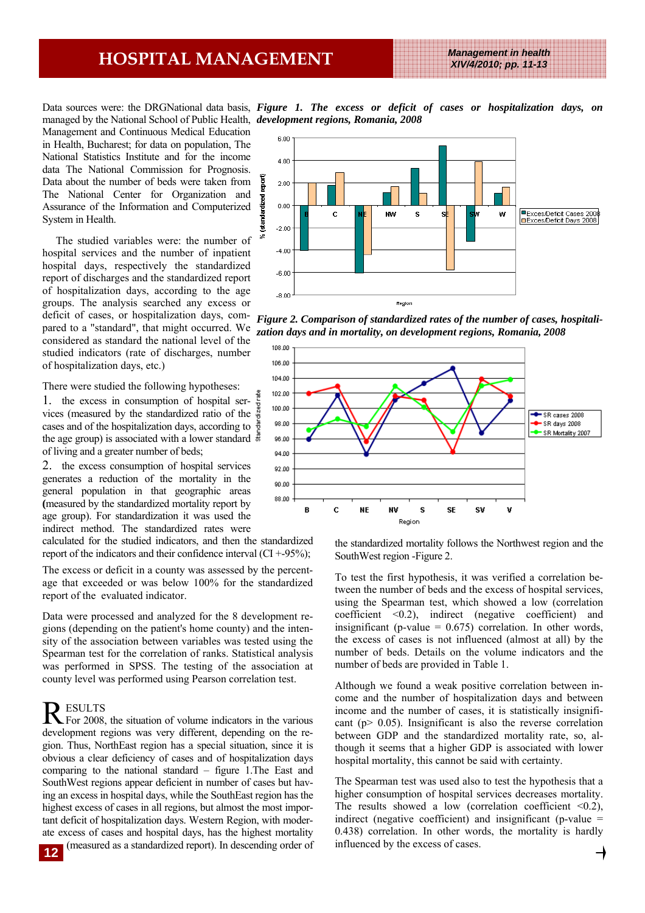Data sources were: the DRGNational data basis, managed by the National School of Public Health, Management and Continuous Medical Education in Health, Bucharest; for data on population, The National Statistics Institute and for the income data The National Commission for Prognosis. Data about the number of beds were taken from The National Center for Organization and Assurance of the Information and Computerized System in Health.

The studied variables were: the number of hospital services and the number of inpatient hospital days, respectively the standardized report of discharges and the standardized report of hospitalization days, according to the age groups. The analysis searched any excess or deficit of cases, or hospitalization days, compared to a "standard", that might occurred. We considered as standard the national level of the studied indicators (rate of discharges, number of hospitalization days, etc.)

There were studied the following hypotheses:

1. the excess in consumption of hospital services (measured by the standardized ratio of the cases and of the hospitalization days, according to the age group) is associated with a lower standard of living and a greater number of beds;
2. the excess consumption of hospital services generates a reduction of the mortality in the general population in that geographic areas **(**measured by the standardized mortality report by age group). For standardization it was used the indirect method. The standardized rates were calculated for the studied indicators, and then the standardized report of the indicators and their confidence interval (CI +-95%);

The excess or deficit in a county was assessed by the percentage that exceeded or was below 100% for the standardized report of the evaluated indicator.

Data were processed and analyzed for the 8 development regions (depending on the patient's home county) and the intensity of the association between variables was tested using the Spearman test for the correlation of ranks. Statistical analysis was performed in SPSS. The testing of the association at county level was performed using Pearson correlation test.

**Figure 1. The excess or deficit of cases or hospitalization days, on development regions, Romania, 2008**

**Figure 2. Comparison of standardized rates of the number of cases, hospitalization days and in mortality, on development regions, Romania, 2008**

## RESULTS

For 2008, the situation of volume indicators in the various development regions was very different, depending on the region. Thus, NorthEast region has a special situation, since it is obvious a clear deficiency of cases and of hospitalization days comparing to the national standard – figure 1.The East and SouthWest regions appear deficient in number of cases but having an excess in hospital days, while the SouthEast region has the highest excess of cases in all regions, but almost the most important deficit of hospitalization days. Western Region, with moderate excess of cases and hospital days, has the highest mortality (measured as a standardized report). In descending order of the standardized mortality follows the Northwest region and the SouthWest region -Figure 2.

To test the first hypothesis, it was verified a correlation between the number of beds and the excess of hospital services, using the Spearman test, which showed a low (correlation coefficient <0.2), indirect (negative coefficient) and insignificant (p-value = 0.675) correlation. In other words, the excess of cases is not influenced (almost at all) by the number of beds. Details on the volume indicators and the number of beds are provided in Table 1.

Although we found a weak positive correlation between income and the number of hospitalization days and between income and the number of cases, it is statistically insignificant (p> 0.05). Insignificant is also the reverse correlation between GDP and the standardized mortality rate, so, although it seems that a higher GDP is associated with lower hospital mortality, this cannot be said with certainty.

The Spearman test was used also to test the hypothesis that a higher consumption of hospital services decreases mortality. The results showed a low (correlation coefficient <0.2), indirect (negative coefficient) and insignificant (p-value = 0.438) correlation. In other words, the mortality is hardly influenced by the excess of cases.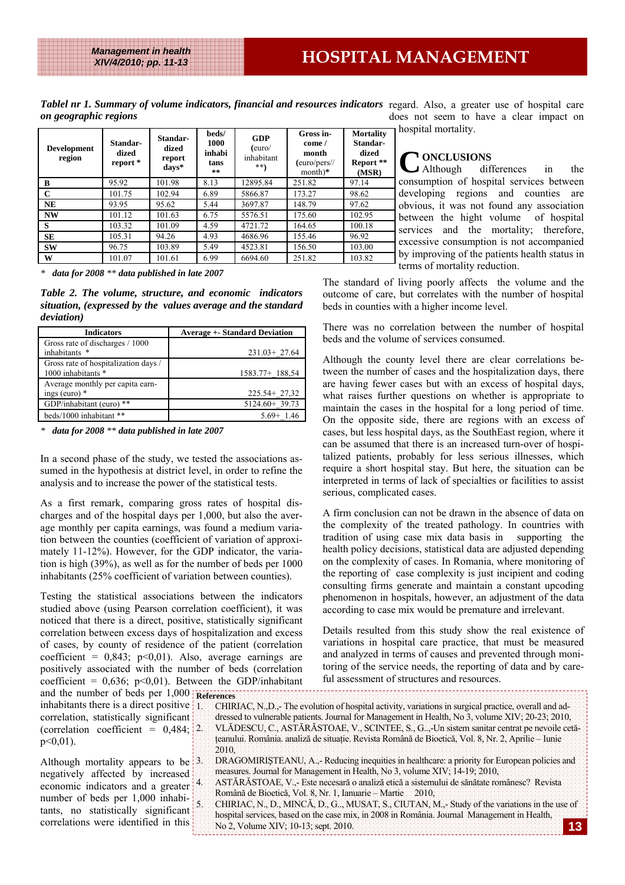*Tablel nr 1. Summary of volume indicators, financial and resources indicators on geographic regions*

| Development region | Standar-dized report * | Standar-dized report days* | beds/ 1000 inhabi tans ** | GDP (euro/ inhabitant **) | Gross in-come / month (euro/pers// month)* | Mortality Standar-dized Report ** (MSR) |
|---|---|---|---|---|---|---|
| B | 95.92 | 101.98 | 8.13 | 12895.84 | 251.82 | 97.14 |
| C | 101.75 | 102.94 | 6.89 | 5866.87 | 173.27 | 98.62 |
| NE | 93.95 | 95.62 | 5.44 | 3697.87 | 148.79 | 97.62 |
| NW | 101.12 | 101.63 | 6.75 | 5576.51 | 175.60 | 102.95 |
| S | 103.32 | 101.09 | 4.59 | 4721.72 | 164.65 | 100.18 |
| SE | 105.31 | 94.26 | 4.93 | 4686.96 | 155.46 | 96.92 |
| SW | 96.75 | 103.89 | 5.49 | 4523.81 | 156.50 | 103.00 |
| W | 101.07 | 101.61 | 6.99 | 6694.60 | 251.82 | 103.82 |

\* *data for 2008 ** data published in late 2007*

*Table 2. The volume, structure, and economic indicators situation, (expressed by the values average and the standard deviation)*

| Indicators | Average +- Standard Deviation |
|---|---|
| Gross rate of discharges / 1000 inhabitants * | 231.03+_27.64 |
| Gross rate of hospitalization days / 1000 inhabitants * | 1583.77+_188,54 |
| Average monthly per capita earnings (euro) * | 225.54+_27,32 |
| GDP/inhabitant (euro) ** | 5124.60+_39.73 |
| beds/1000 inhabitant ** | 5.69+_1.46 |

\* *data for 2008 ** data published in late 2007*

In a second phase of the study, we tested the associations assumed in the hypothesis at district level, in order to refine the analysis and to increase the power of the statistical tests.

As a first remark, comparing gross rates of hospital discharges and of the hospital days per 1,000, but also the average monthly per capita earnings, was found a medium variation between the counties (coefficient of variation of approximately 11-12%). However, for the GDP indicator, the variation is high (39%), as well as for the number of beds per 1000 inhabitants (25% coefficient of variation between counties).

Testing the statistical associations between the indicators studied above (using Pearson correlation coefficient), it was noticed that there is a direct, positive, statistically significant correlation between excess days of hospitalization and excess of cases, by county of residence of the patient (correlation coefficient = 0,843; $p<0,01$). Also, average earnings are positively associated with the number of beds (correlation coefficient = 0,636; $p<0,01$). Between the GDP/inhabitant and the number of beds per 1,000 inhabitants there is a direct positive correlation, statistically significant (correlation coefficient = 0,484; $p<0,01$).

Although mortality appears to be negatively affected by increased economic indicators and a greater number of beds per 1,000 inhabitants, no statistically significant correlations were identified in this regard. Also, a greater use of hospital care does not seem to have a clear impact on hospital mortality.

## CONCLUSIONS

Although differences in the consumption of hospital services between developing regions and counties are obvious, it was not found any association between the hight volume of hospital services and the mortality; therefore, excessive consumption is not accompanied by improving of the patients health status in terms of mortality reduction.

The standard of living poorly affects the volume and the outcome of care, but correlates with the number of hospital beds in counties with a higher income level.

There was no correlation between the number of hospital beds and the volume of services consumed.

Although the county level there are clear correlations between the number of cases and the hospitalization days, there are having fewer cases but with an excess of hospital days, what raises further questions on whether is appropriate to maintain the cases in the hospital for a long period of time. On the opposite side, there are regions with an excess of cases, but less hospital days, as the SouthEast region, where it can be assumed that there is an increased turn-over of hospitalized patients, probably for less serious illnesses, which require a short hospital stay. But here, the situation can be interpreted in terms of lack of specialties or facilities to assist serious, complicated cases.

A firm conclusion can not be drawn in the absence of data on the complexity of the treated pathology. In countries with tradition of using case mix data basis in supporting the health policy decisions, statistical data are adjusted depending on the complexity of cases. In Romania, where monitoring of the reporting of case complexity is just incipient and coding consulting firms generate and maintain a constant upcoding phenomenon in hospitals, however, an adjustment of the data according to case mix would be premature and irrelevant.

Details resulted from this study show the real existence of variations in hospital care practice, that must be measured and analyzed in terms of causes and prevented through monitoring of the service needs, the reporting of data and by careful assessment of structures and resources.

**References**

1. CHIRIAC, N.,D.,- The evolution of hospital activity, variations in surgical practice, overall and addressed to vulnerable patients. Journal for Management in Health, No 3, volume XIV; 20-23; 2010,
2. VLĂDESCU, C., ASTĂRĂSTOAE, V., SCINTEE, S., G.,-Un sistem sanitar centrat pe nevoile cetăţeanului. România. analiză de situaţie. Revista Română de Bioetică, Vol. 8, Nr. 2, Aprilie – Iunie 2010,
3. DRAGOMIRIŞTEANU, A.,- Reducing inequities in healthcare: a priority for European policies and measures. Journal for Management in Health, No 3, volume XIV; 14-19; 2010,
4. ASTĂRĂSTOAE, V.,- Este necesară o analiză etică a sistemului de sănătate românesc? Revista Română de Bioetică, Vol. 8, Nr. 1, Ianuarie – Martie 2010,
5. CHIRIAC, N., D., MINCĂ, D., G., MUSAT, S., CIUTAN, M.,- Study of the variations in the use of hospital services, based on the case mix, in 2008 in România. Journal Management in Health, No 2, Volume XIV; 10-13; sept. 2010.